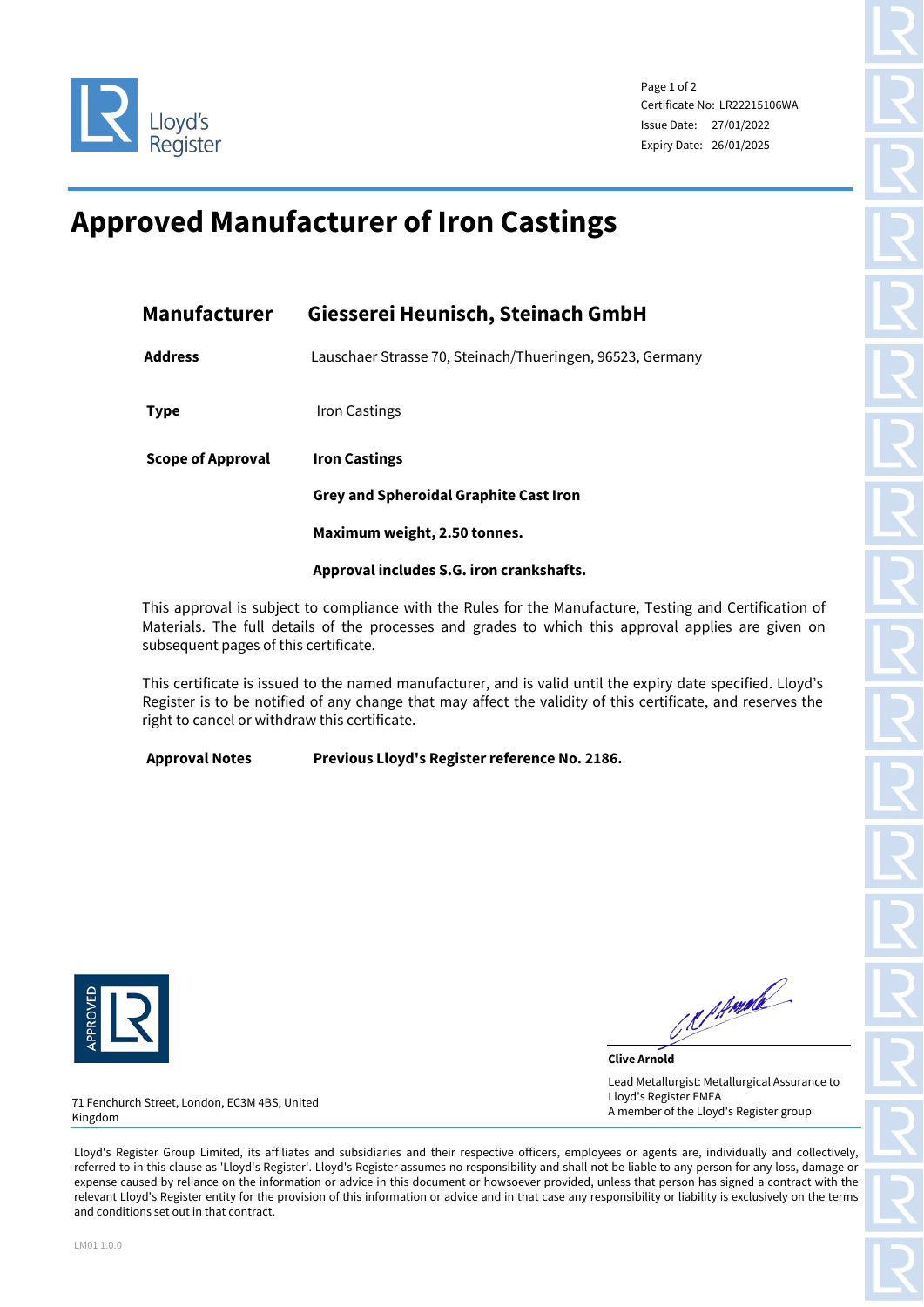Lloyd's Register

Certificate No: LR22215106WA
Issue Date: 27/01/2022
Expiry Date: 26/01/2025

# Approved Manufacturer of Iron Castings

| | |
|---|---|
| **Manufacturer** | **Giesserei Heunisch, Steinach GmbH** |
| **Address** | Lauschaer Strasse 70, Steinach/Thueringen, 96523, Germany |
| **Type** | Iron Castings |
| **Scope of Approval** | **Iron Castings** |
| | **Grey and Spheroidal Graphite Cast Iron** |
| | **Maximum weight, 2.50 tonnes.** |
| | **Approval includes S.G. iron crankshafts.** |

This approval is subject to compliance with the Rules for the Manufacture, Testing and Certification of Materials. The full details of the processes and grades to which this approval applies are given on subsequent pages of this certificate.

This certificate is issued to the named manufacturer, and is valid until the expiry date specified. Lloyd's Register is to be notified of any change that may affect the validity of this certificate, and reserves the right to cancel or withdraw this certificate.

**Approval Notes** **Previous Lloyd's Register reference No. 2186.**

APPROVED LR

**Clive Arnold**
Lead Metallurgist: Metallurgical Assurance to Lloyd's Register EMEA
A member of the Lloyd's Register group

71 Fenchurch Street, London, EC3M 4BS, United Kingdom

Lloyd's Register Group Limited, its affiliates and subsidiaries and their respective officers, employees or agents are, individually and collectively, referred to in this clause as 'Lloyd's Register'. Lloyd's Register assumes no responsibility and shall not be liable to any person for any loss, damage or expense caused by reliance on the information or advice in this document or howsoever provided, unless that person has signed a contract with the relevant Lloyd's Register entity for the provision of this information or advice and in that case any responsibility or liability is exclusively on the terms and conditions set out in that contract.

LM01 1.0.0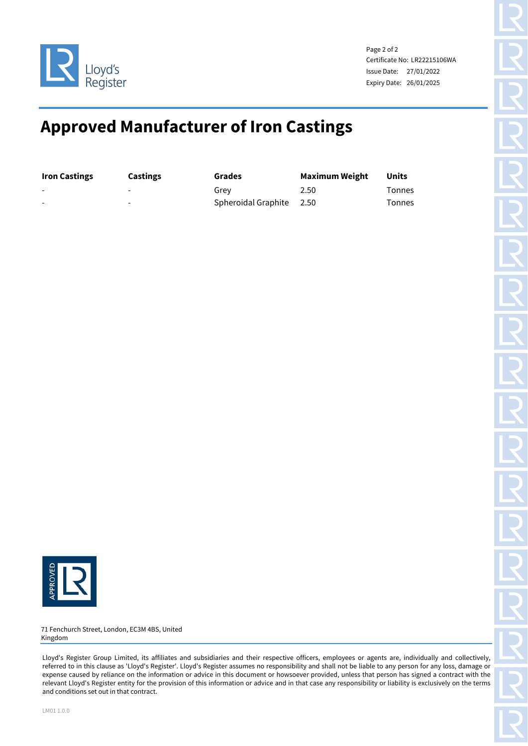Certificate No: LR22215106WA
Issue Date: 27/01/2022
Expiry Date: 26/01/2025

# Approved Manufacturer of Iron Castings

| Iron Castings | Castings | Grades | Maximum Weight | Units |
|---|---|---|---|---|
| - | - | Grey | 2.50 | Tonnes |
| - | - | Spheroidal Graphite | 2.50 | Tonnes |

71 Fenchurch Street, London, EC3M 4BS, United Kingdom

Lloyd's Register Group Limited, its affiliates and subsidiaries and their respective officers, employees or agents are, individually and collectively, referred to in this clause as 'Lloyd's Register'. Lloyd's Register assumes no responsibility and shall not be liable to any person for any loss, damage or expense caused by reliance on the information or advice in this document or howsoever provided, unless that person has signed a contract with the relevant Lloyd's Register entity for the provision of this information or advice and in that case any responsibility or liability is exclusively on the terms and conditions set out in that contract.

LM01 1.0.0